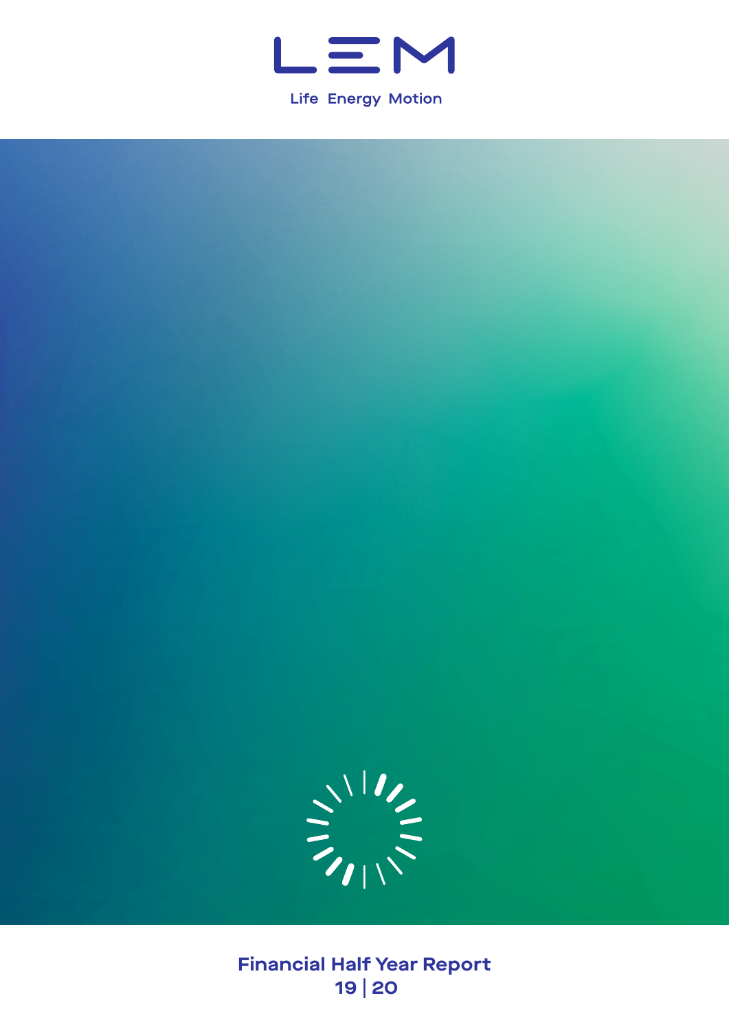# LEM

Life Energy Motion

# Financial Half Year Report 19 | 20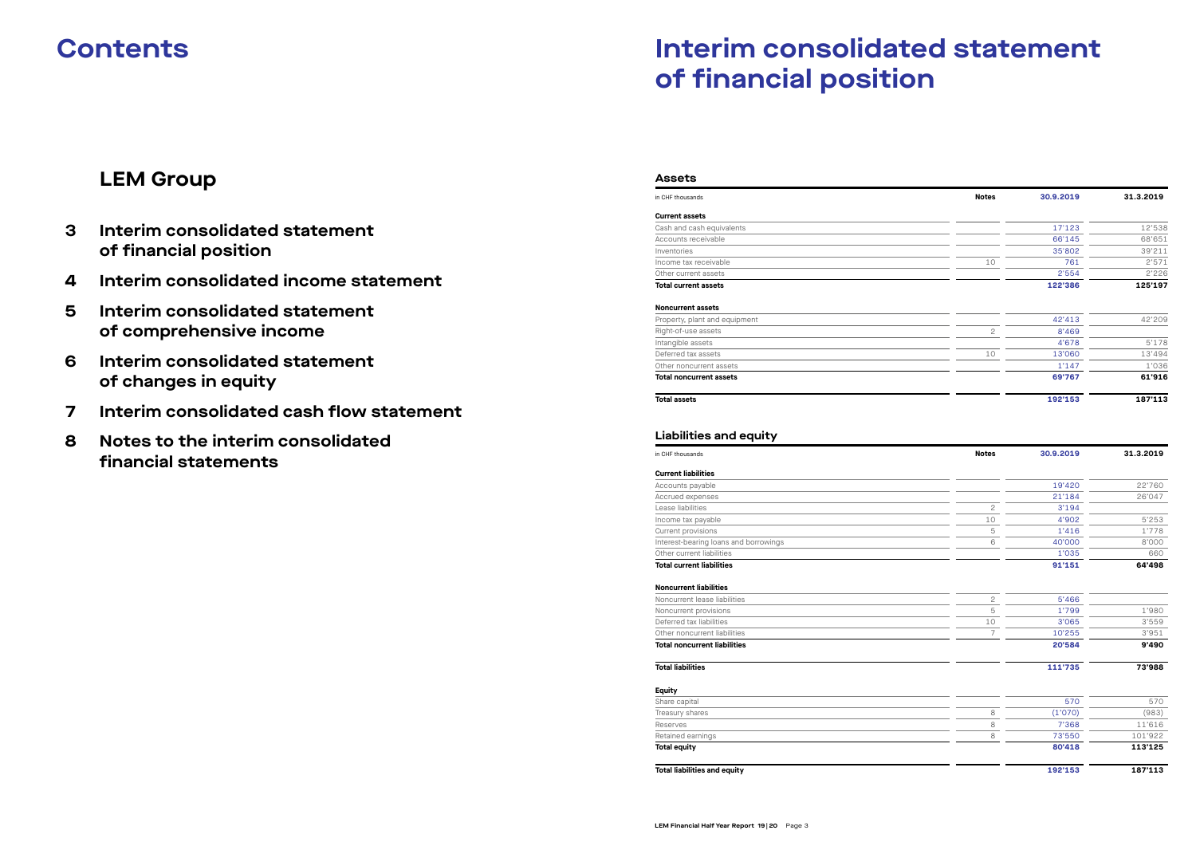# Contents

## LEM Group

- **3** Interim consolidated statement of financial position
- **4** Interim consolidated income statement
- **5** Interim consolidated statement of comprehensive income
- **6** Interim consolidated statement of changes in equity
- **7** Interim consolidated cash flow statement
- **8** Notes to the interim consolidated financial statements

# Interim consolidated statement of financial position

### Assets

| in CHF thousands | Notes | 30.9.2019 | 31.3.2019 |
|---|---|---|---|
| **Current assets** | | | |
| Cash and cash equivalents | | 17'123 | 12'538 |
| Accounts receivable | | 66'145 | 68'651 |
| Inventories | | 35'802 | 39'211 |
| Income tax receivable | 10 | 761 | 2'571 |
| Other current assets | | 2'554 | 2'226 |
| **Total current assets** | | **122'386** | **125'197** |
| **Noncurrent assets** | | | |
| Property, plant and equipment | | 42'413 | 42'209 |
| Right-of-use assets | 2 | 8'469 | |
| Intangible assets | | 4'678 | 5'178 |
| Deferred tax assets | 10 | 13'060 | 13'494 |
| Other noncurrent assets | | 1'147 | 1'036 |
| **Total noncurrent assets** | | **69'767** | **61'916** |
| **Total assets** | | **192'153** | **187'113** |

### Liabilities and equity

| in CHF thousands | Notes | 30.9.2019 | 31.3.2019 |
|---|---|---|---|
| **Current liabilities** | | | |
| Accounts payable | | 19'420 | 22'760 |
| Accrued expenses | | 21'184 | 26'047 |
| Lease liabilities | 2 | 3'194 | |
| Income tax payable | 10 | 4'902 | 5'253 |
| Current provisions | 5 | 1'416 | 1'778 |
| Interest-bearing loans and borrowings | 6 | 40'000 | 8'000 |
| Other current liabilities | | 1'035 | 660 |
| **Total current liabilities** | | **91'151** | **64'498** |
| **Noncurrent liabilities** | | | |
| Noncurrent lease liabilities | 2 | 5'466 | |
| Noncurrent provisions | 5 | 1'799 | 1'980 |
| Deferred tax liabilities | 10 | 3'065 | 3'559 |
| Other noncurrent liabilities | 7 | 10'255 | 3'951 |
| **Total noncurrent liabilities** | | **20'584** | **9'490** |
| **Total liabilities** | | **111'735** | **73'988** |
| **Equity** | | | |
| Share capital | | 570 | 570 |
| Treasury shares | 8 | (1'070) | (983) |
| Reserves | 8 | 7'368 | 11'616 |
| Retained earnings | 8 | 73'550 | 101'922 |
| **Total equity** | | **80'418** | **113'125** |
| **Total liabilities and equity** | | **192'153** | **187'113** |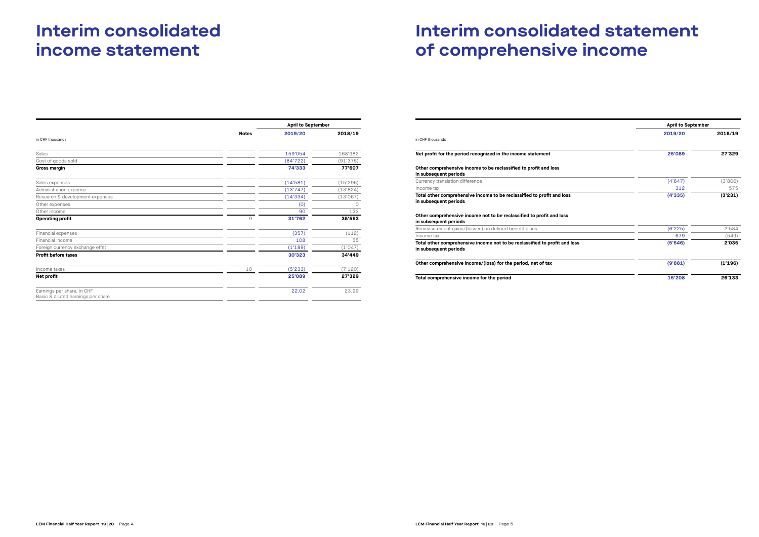# Interim consolidated income statement

| in CHF thousands | Notes | April to September 2019/20 | April to September 2018/19 |
|---|---|---|---|
| Sales | | 159'054 | 168'982 |
| Cost of goods sold | | (84'722) | (91'375) |
| **Gross margin** | | **74'333** | **77'607** |
| Sales expenses | | (14'581) | (15'296) |
| Administration expense | | (13'747) | (13'824) |
| Research & development expenses | | (14'334) | (13'067) |
| Other expenses | | (0) | 0 |
| Other income | | 90 | 133 |
| **Operating profit** | 9 | **31'762** | **35'553** |
| Financial expenses | | (357) | (112) |
| Financial income | | 108 | 55 |
| Foreign currency exchange effet | | (1'189) | (1'047) |
| **Profit before taxes** | | **30'323** | **34'449** |
| Income taxes | 10 | (5'233) | (7'120) |
| **Net profit** | | **25'089** | **27'329** |
| Earnings per share, in CHF<br>Basic & diluted earnings per share | | 22.02 | 23.99 |

# Interim consolidated statement of comprehensive income

| in CHF thousands | April to September 2019/20 | April to September 2018/19 |
|---|---|---|
| **Net profit for the period recognized in the income statement** | **25'089** | **27'329** |
| **Other comprehensive income to be reclassified to profit and loss in subsequent periods** | | |
| Currency translation difference | (4'647) | (3'806) |
| Income tax | 312 | 575 |
| **Total other comprehensive income to be reclassified to profit and loss in subsequent periods** | **(4'335)** | **(3'231)** |
| **Other comprehensive income not to be reclassified to profit and loss in subsequent periods** | | |
| Remeasurement gains/(losses) on defined benefit plans | (6'225) | 2'584 |
| Income tax | 679 | (549) |
| **Total other comprehensive income not to be reclassified to profit and loss in subsequent periods** | **(5'546)** | **2'035** |
| **Other comprehensive income/(loss) for the period, net of tax** | **(9'881)** | **(1'196)** |
| **Total comprehensive income for the period** | **15'208** | **26'133** |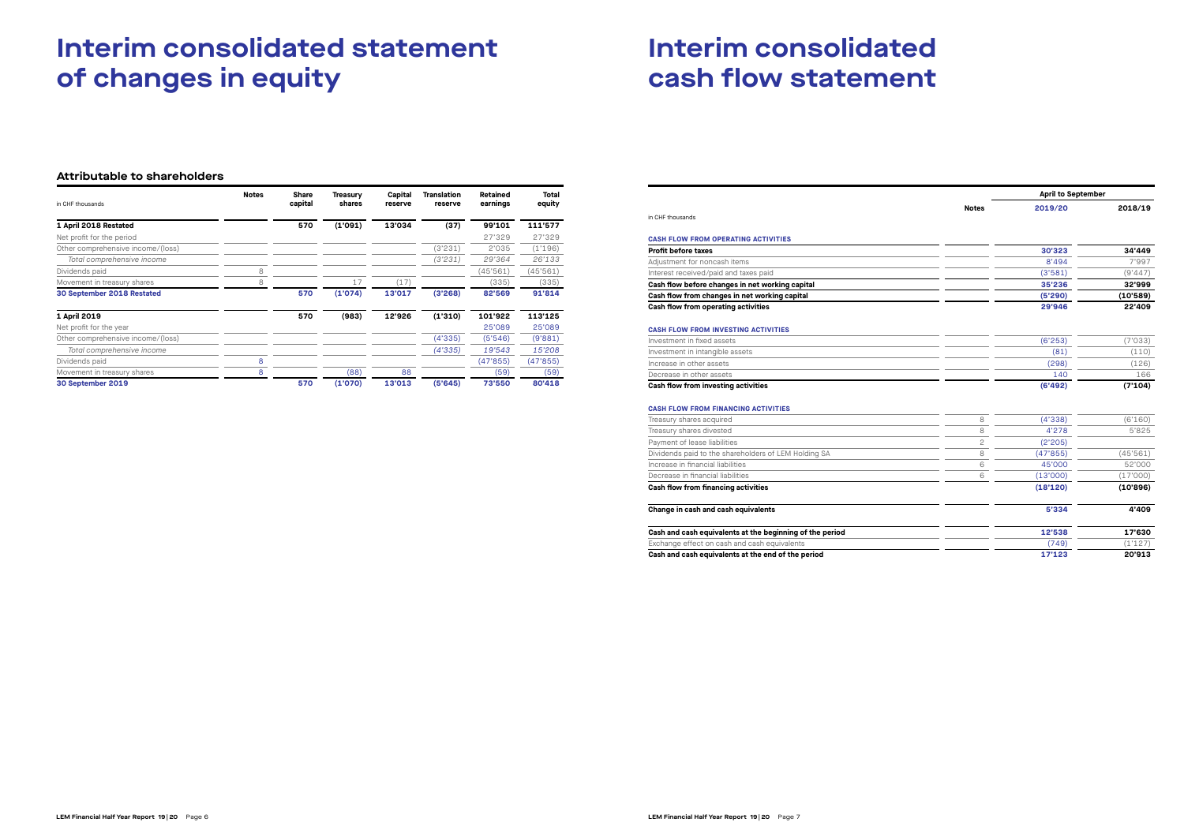# Interim consolidated statement of changes in equity

## Attributable to shareholders

| in CHF thousands | Notes | Share capital | Treasury shares | Capital reserve | Translation reserve | Retained earnings | Total equity |
|---|---|---|---|---|---|---|---|
| **1 April 2018 Restated** | | **570** | **(1'091)** | **13'034** | **(37)** | **99'101** | **111'577** |
| Net profit for the period | | | | | | 27'329 | 27'329 |
| Other comprehensive income/(loss) | | | | | (3'231) | 2'035 | (1'196) |
| *Total comprehensive income* | | | | | *(3'231)* | *29'364* | *26'133* |
| Dividends paid | 8 | | | | | (45'561) | (45'561) |
| Movement in treasury shares | 8 | | 17 | (17) | | (335) | (335) |
| **30 September 2018 Restated** | | **570** | **(1'074)** | **13'017** | **(3'268)** | **82'569** | **91'814** |
| **1 April 2019** | | **570** | **(983)** | **12'926** | **(1'310)** | **101'922** | **113'125** |
| Net profit for the year | | | | | | 25'089 | 25'089 |
| Other comprehensive income/(loss) | | | | | (4'335) | (5'546) | (9'881) |
| *Total comprehensive income* | | | | | *(4'335)* | *19'543* | *15'208* |
| Dividends paid | 8 | | | | | (47'855) | (47'855) |
| Movement in treasury shares | 8 | | (88) | 88 | | (59) | (59) |
| **30 September 2019** | | **570** | **(1'070)** | **13'013** | **(5'645)** | **73'550** | **80'418** |

# Interim consolidated cash flow statement

| in CHF thousands | Notes | April to September 2019/20 | 2018/19 |
|---|---|---|---|
| **CASH FLOW FROM OPERATING ACTIVITIES** | | | |
| **Profit before taxes** | | **30'323** | **34'449** |
| Adjustment for noncash items | | 8'494 | 7'997 |
| Interest received/paid and taxes paid | | (3'581) | (9'447) |
| **Cash flow before changes in net working capital** | | **35'236** | **32'999** |
| **Cash flow from changes in net working capital** | | **(5'290)** | **(10'589)** |
| **Cash flow from operating activities** | | **29'946** | **22'409** |
| **CASH FLOW FROM INVESTING ACTIVITIES** | | | |
| Investment in fixed assets | | (6'253) | (7'033) |
| Investment in intangible assets | | (81) | (110) |
| Increase in other assets | | (298) | (126) |
| Decrease in other assets | | 140 | 166 |
| **Cash flow from investing activities** | | **(6'492)** | **(7'104)** |
| **CASH FLOW FROM FINANCING ACTIVITIES** | | | |
| Treasury shares acquired | 8 | (4'338) | (6'160) |
| Treasury shares divested | 8 | 4'278 | 5'825 |
| Payment of lease liabilities | 2 | (2'205) | |
| Dividends paid to the shareholders of LEM Holding SA | 8 | (47'855) | (45'561) |
| Increase in financial liabilities | 6 | 45'000 | 52'000 |
| Decrease in financial liabilities | 6 | (13'000) | (17'000) |
| **Cash flow from financing activities** | | **(18'120)** | **(10'896)** |
| **Change in cash and cash equivalents** | | **5'334** | **4'409** |
| **Cash and cash equivalents at the beginning of the period** | | **12'538** | **17'630** |
| Exchange effect on cash and cash equivalents | | (749) | (1'127) |
| **Cash and cash equivalents at the end of the period** | | **17'123** | **20'913** |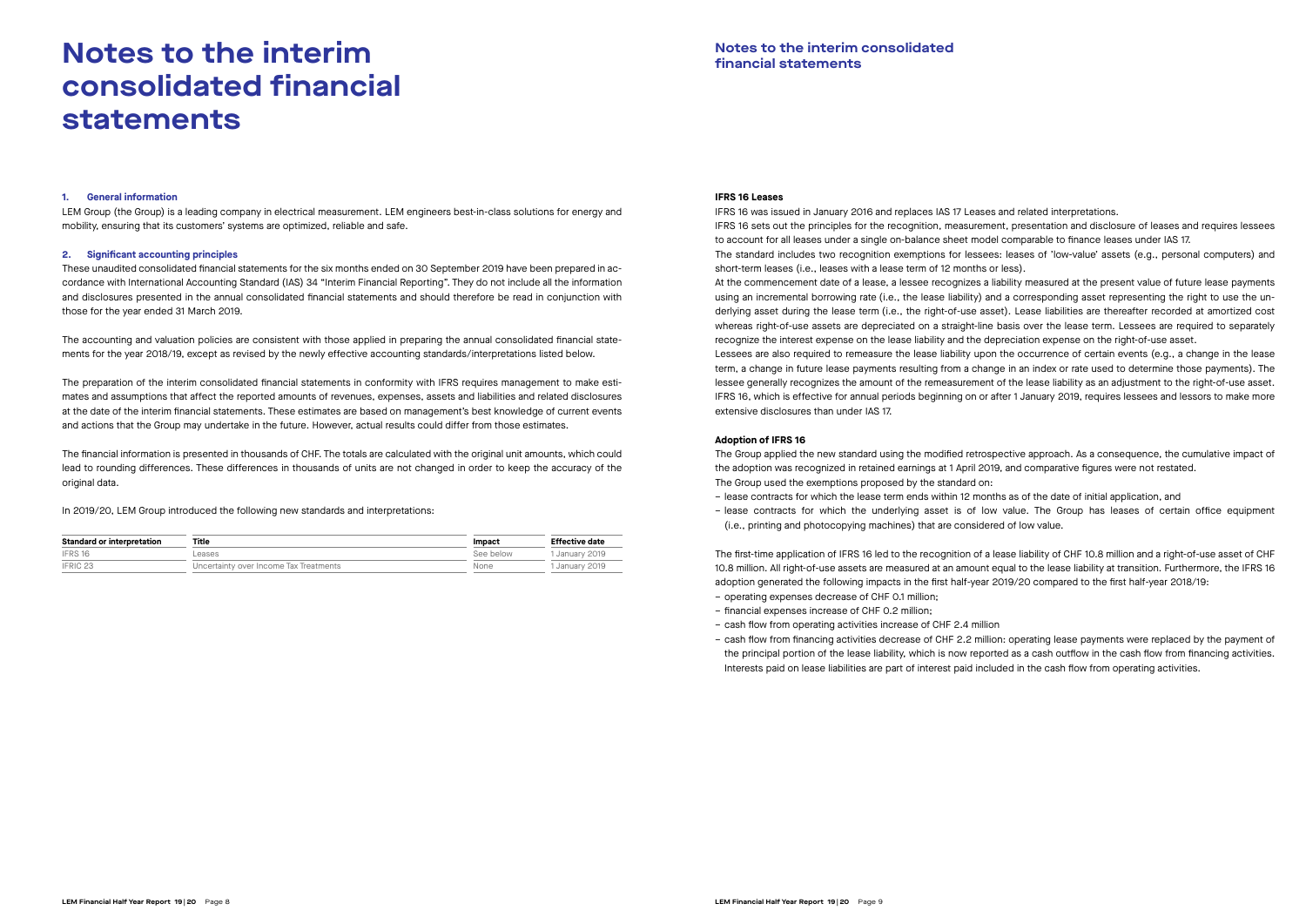# Notes to the interim consolidated financial statements

### 1. General information

LEM Group (the Group) is a leading company in electrical measurement. LEM engineers best-in-class solutions for energy and mobility, ensuring that its customers' systems are optimized, reliable and safe.

### 2. Significant accounting principles

These unaudited consolidated financial statements for the six months ended on 30 September 2019 have been prepared in accordance with International Accounting Standard (IAS) 34 "Interim Financial Reporting". They do not include all the information and disclosures presented in the annual consolidated financial statements and should therefore be read in conjunction with those for the year ended 31 March 2019.

The accounting and valuation policies are consistent with those applied in preparing the annual consolidated financial statements for the year 2018/19, except as revised by the newly effective accounting standards/interpretations listed below.

The preparation of the interim consolidated financial statements in conformity with IFRS requires management to make estimates and assumptions that affect the reported amounts of revenues, expenses, assets and liabilities and related disclosures at the date of the interim financial statements. These estimates are based on management's best knowledge of current events and actions that the Group may undertake in the future. However, actual results could differ from those estimates.

The financial information is presented in thousands of CHF. The totals are calculated with the original unit amounts, which could lead to rounding differences. These differences in thousands of units are not changed in order to keep the accuracy of the original data.

In 2019/20, LEM Group introduced the following new standards and interpretations:

| Standard or interpretation | Title | Impact | Effective date |
|---|---|---|---|
| IFRS 16 | Leases | See below | 1 January 2019 |
| IFRIC 23 | Uncertainty over Income Tax Treatments | None | 1 January 2019 |

**IFRS 16 Leases**

IFRS 16 was issued in January 2016 and replaces IAS 17 Leases and related interpretations.

IFRS 16 sets out the principles for the recognition, measurement, presentation and disclosure of leases and requires lessees to account for all leases under a single on-balance sheet model comparable to finance leases under IAS 17.

The standard includes two recognition exemptions for lessees: leases of 'low-value' assets (e.g., personal computers) and short-term leases (i.e., leases with a lease term of 12 months or less).

At the commencement date of a lease, a lessee recognizes a liability measured at the present value of future lease payments using an incremental borrowing rate (i.e., the lease liability) and a corresponding asset representing the right to use the underlying asset during the lease term (i.e., the right-of-use asset). Lease liabilities are thereafter recorded at amortized cost whereas right-of-use assets are depreciated on a straight-line basis over the lease term. Lessees are required to separately recognize the interest expense on the lease liability and the depreciation expense on the right-of-use asset.

Lessees are also required to remeasure the lease liability upon the occurrence of certain events (e.g., a change in the lease term, a change in future lease payments resulting from a change in an index or rate used to determine those payments). The lessee generally recognizes the amount of the remeasurement of the lease liability as an adjustment to the right-of-use asset.

IFRS 16, which is effective for annual periods beginning on or after 1 January 2019, requires lessees and lessors to make more extensive disclosures than under IAS 17.

**Adoption of IFRS 16**

The Group applied the new standard using the modified retrospective approach. As a consequence, the cumulative impact of the adoption was recognized in retained earnings at 1 April 2019, and comparative figures were not restated.

The Group used the exemptions proposed by the standard on:

- lease contracts for which the lease term ends within 12 months as of the date of initial application, and
- lease contracts for which the underlying asset is of low value. The Group has leases of certain office equipment (i.e., printing and photocopying machines) that are considered of low value.

The first-time application of IFRS 16 led to the recognition of a lease liability of CHF 10.8 million and a right-of-use asset of CHF 10.8 million. All right-of-use assets are measured at an amount equal to the lease liability at transition. Furthermore, the IFRS 16 adoption generated the following impacts in the first half-year 2019/20 compared to the first half-year 2018/19:

- operating expenses decrease of CHF 0.1 million;
- financial expenses increase of CHF 0.2 million;
- cash flow from operating activities increase of CHF 2.4 million
- cash flow from financing activities decrease of CHF 2.2 million: operating lease payments were replaced by the payment of the principal portion of the lease liability, which is now reported as a cash outflow in the cash flow from financing activities. Interests paid on lease liabilities are part of interest paid included in the cash flow from operating activities.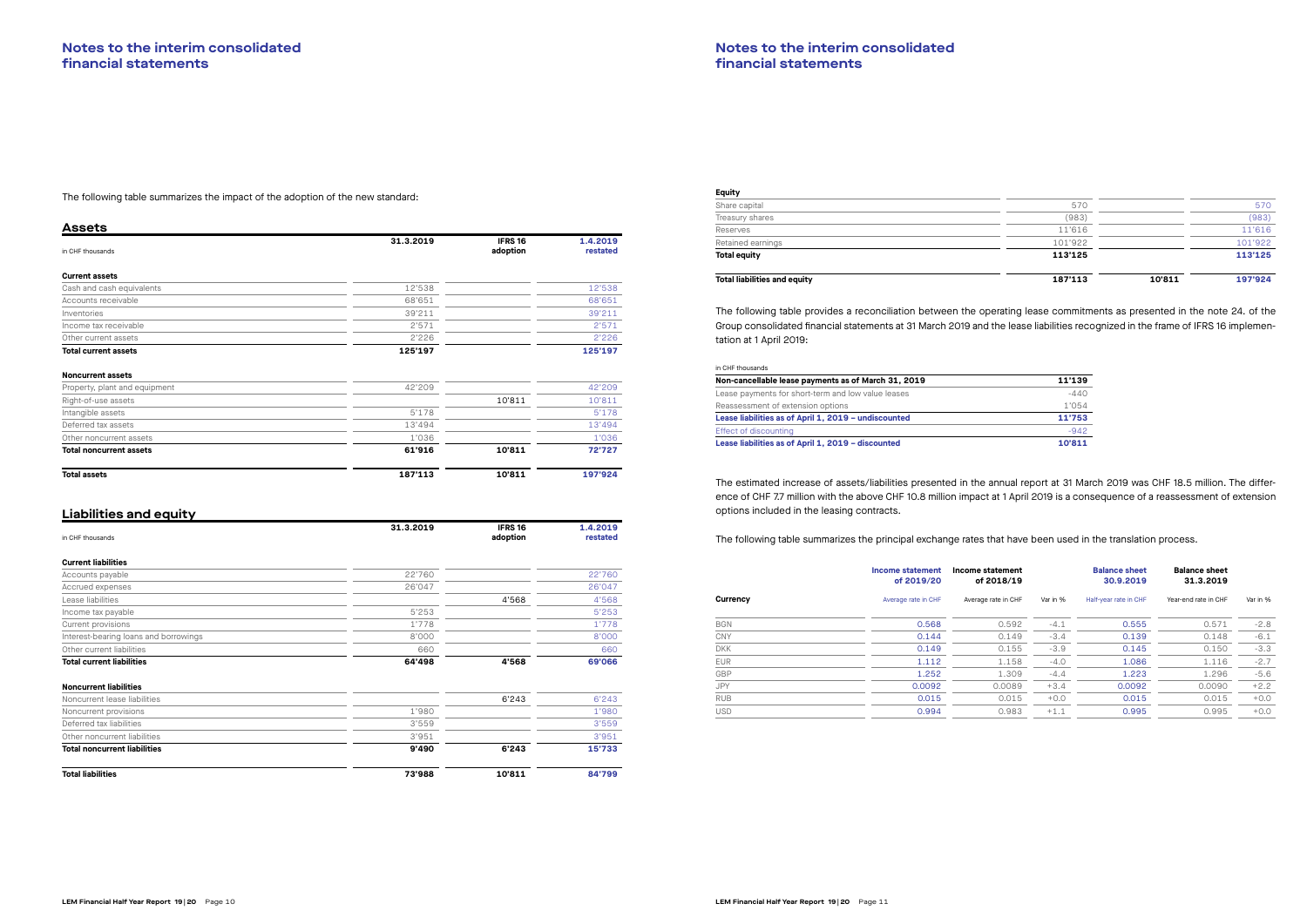## Notes to the interim consolidated financial statements

The following table summarizes the impact of the adoption of the new standard:

### Assets

| in CHF thousands | 31.3.2019 | IFRS 16 adoption | 1.4.2019 restated |
|---|---|---|---|
| **Current assets** | | | |
| Cash and cash equivalents | 12'538 | | 12'538 |
| Accounts receivable | 68'651 | | 68'651 |
| Inventories | 39'211 | | 39'211 |
| Income tax receivable | 2'571 | | 2'571 |
| Other current assets | 2'226 | | 2'226 |
| **Total current assets** | **125'197** | | **125'197** |
| **Noncurrent assets** | | | |
| Property, plant and equipment | 42'209 | | 42'209 |
| Right-of-use assets | | 10'811 | 10'811 |
| Intangible assets | 5'178 | | 5'178 |
| Deferred tax assets | 13'494 | | 13'494 |
| Other noncurrent assets | 1'036 | | 1'036 |
| **Total noncurrent assets** | **61'916** | **10'811** | **72'727** |
| **Total assets** | **187'113** | **10'811** | **197'924** |

### Liabilities and equity

| in CHF thousands | 31.3.2019 | IFRS 16 adoption | 1.4.2019 restated |
|---|---|---|---|
| **Current liabilities** | | | |
| Accounts payable | 22'760 | | 22'760 |
| Accrued expenses | 26'047 | | 26'047 |
| Lease liabilities | | 4'568 | 4'568 |
| Income tax payable | 5'253 | | 5'253 |
| Current provisions | 1'778 | | 1'778 |
| Interest-bearing loans and borrowings | 8'000 | | 8'000 |
| Other current liabilities | 660 | | 660 |
| **Total current liabilities** | **64'498** | **4'568** | **69'066** |
| **Noncurrent liabilities** | | | |
| Noncurrent lease liabilities | | 6'243 | 6'243 |
| Noncurrent provisions | 1'980 | | 1'980 |
| Deferred tax liabilities | 3'559 | | 3'559 |
| Other noncurrent liabilities | 3'951 | | 3'951 |
| **Total noncurrent liabilities** | **9'490** | **6'243** | **15'733** |
| **Total liabilities** | **73'988** | **10'811** | **84'799** |
| **Equity** | | | |
| Share capital | 570 | | 570 |
| Treasury shares | (983) | | (983) |
| Reserves | 11'616 | | 11'616 |
| Retained earnings | 101'922 | | 101'922 |
| **Total equity** | **113'125** | | **113'125** |
| **Total liabilities and equity** | **187'113** | **10'811** | **197'924** |

The following table provides a reconciliation between the operating lease commitments as presented in the note 24. of the Group consolidated financial statements at 31 March 2019 and the lease liabilities recognized in the frame of IFRS 16 implementation at 1 April 2019:

| in CHF thousands | |
|---|---|
| **Non-cancellable lease payments as of March 31, 2019** | **11'139** |
| Lease payments for short-term and low value leases | -440 |
| Reassessment of extension options | 1'054 |
| **Lease liabilities as of April 1, 2019 – undiscounted** | **11'753** |
| Effect of discounting | -942 |
| **Lease liabilities as of April 1, 2019 – discounted** | **10'811** |

The estimated increase of assets/liabilities presented in the annual report at 31 March 2019 was CHF 18.5 million. The difference of CHF 7.7 million with the above CHF 10.8 million impact at 1 April 2019 is a consequence of a reassessment of extension options included in the leasing contracts.

The following table summarizes the principal exchange rates that have been used in the translation process.

| Currency | Income statement of 2019/20 | Income statement of 2018/19 | | Balance sheet 30.9.2019 | Balance sheet 31.3.2019 | |
|---|---|---|---|---|---|---|
| | Average rate in CHF | Average rate in CHF | Var in % | Half-year rate in CHF | Year-end rate in CHF | Var in % |
| BGN | 0.568 | 0.592 | -4.1 | 0.555 | 0.571 | -2.8 |
| CNY | 0.144 | 0.149 | -3.4 | 0.139 | 0.148 | -6.1 |
| DKK | 0.149 | 0.155 | -3.9 | 0.145 | 0.150 | -3.3 |
| EUR | 1.112 | 1.158 | -4.0 | 1.086 | 1.116 | -2.7 |
| GBP | 1.252 | 1.309 | -4.4 | 1.223 | 1.296 | -5.6 |
| JPY | 0.0092 | 0.0089 | +3.4 | 0.0092 | 0.0090 | +2.2 |
| RUB | 0.015 | 0.015 | +0.0 | 0.015 | 0.015 | +0.0 |
| USD | 0.994 | 0.983 | +1.1 | 0.995 | 0.995 | +0.0 |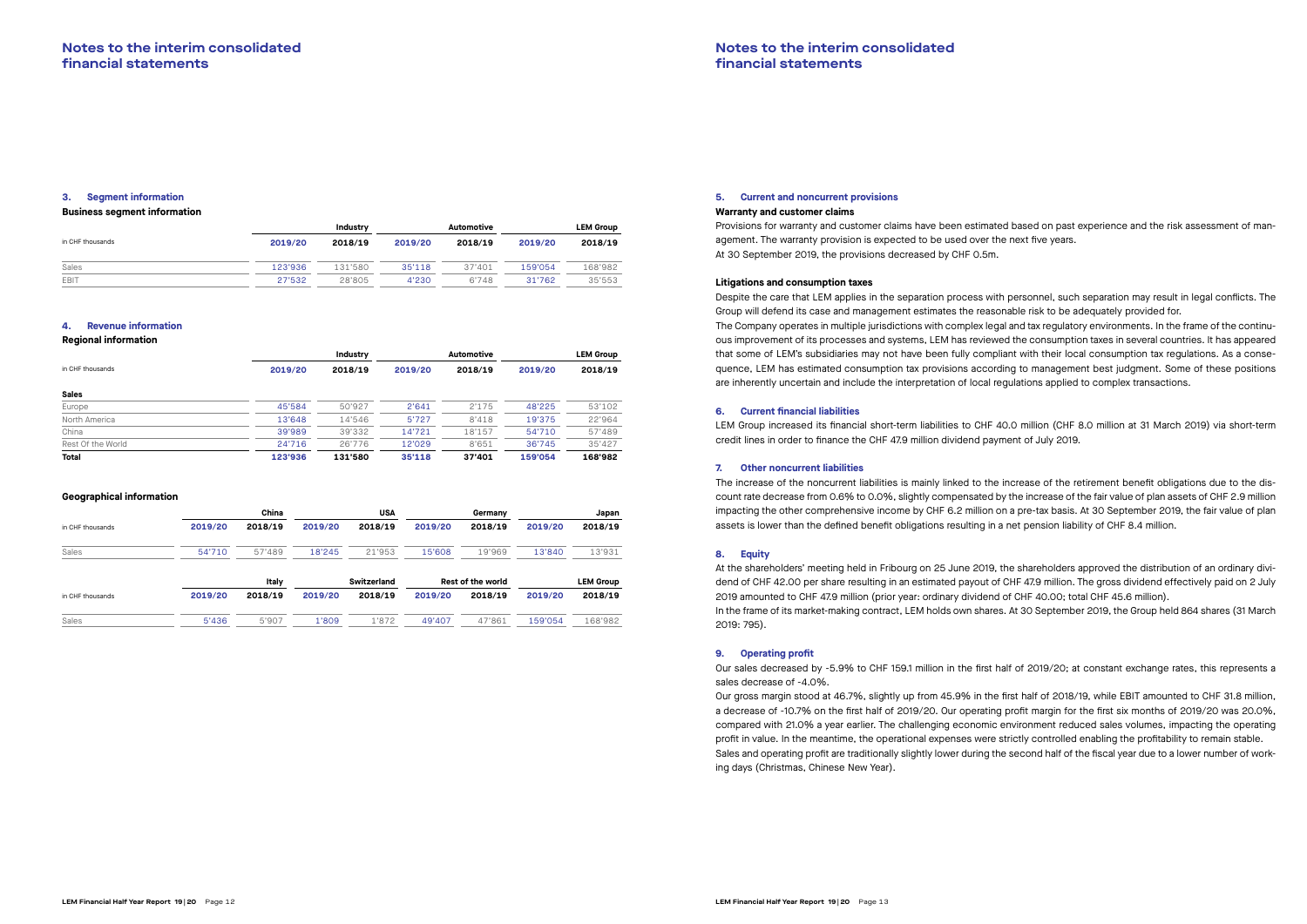# Notes to the interim consolidated financial statements

## 3. Segment information

### Business segment information

| in CHF thousands | Industry | | Automotive | | LEM Group | |
|---|---|---|---|---|---|---|
| | 2019/20 | 2018/19 | 2019/20 | 2018/19 | 2019/20 | 2018/19 |
| Sales | 123'936 | 131'580 | 35'118 | 37'401 | 159'054 | 168'982 |
| EBIT | 27'532 | 28'805 | 4'230 | 6'748 | 31'762 | 35'553 |

## 4. Revenue information

### Regional information

| in CHF thousands | Industry | | Automotive | | LEM Group | |
|---|---|---|---|---|---|---|
| | 2019/20 | 2018/19 | 2019/20 | 2018/19 | 2019/20 | 2018/19 |
| **Sales** | | | | | | |
| Europe | 45'584 | 50'927 | 2'641 | 2'175 | 48'225 | 53'102 |
| North America | 13'648 | 14'546 | 5'727 | 8'418 | 19'375 | 22'964 |
| China | 39'989 | 39'332 | 14'721 | 18'157 | 54'710 | 57'489 |
| Rest Of the World | 24'716 | 26'776 | 12'029 | 8'651 | 36'745 | 35'427 |
| **Total** | **123'936** | **131'580** | **35'118** | **37'401** | **159'054** | **168'982** |

### Geographical information

| in CHF thousands | China | | USA | | Germany | | Japan | |
|---|---|---|---|---|---|---|---|---|
| | 2019/20 | 2018/19 | 2019/20 | 2018/19 | 2019/20 | 2018/19 | 2019/20 | 2018/19 |
| Sales | 54'710 | 57'489 | 18'245 | 21'953 | 15'608 | 19'969 | 13'840 | 13'931 |

| in CHF thousands | Italy | | Switzerland | | Rest of the world | | LEM Group | |
|---|---|---|---|---|---|---|---|---|
| | 2019/20 | 2018/19 | 2019/20 | 2018/19 | 2019/20 | 2018/19 | 2019/20 | 2018/19 |
| Sales | 5'436 | 5'907 | 1'809 | 1'872 | 49'407 | 47'861 | 159'054 | 168'982 |

## 5. Current and noncurrent provisions

### Warranty and customer claims

Provisions for warranty and customer claims have been estimated based on past experience and the risk assessment of management. The warranty provision is expected to be used over the next five years.
At 30 September 2019, the provisions decreased by CHF 0.5m.

### Litigations and consumption taxes

Despite the care that LEM applies in the separation process with personnel, such separation may result in legal conflicts. The Group will defend its case and management estimates the reasonable risk to be adequately provided for.
The Company operates in multiple jurisdictions with complex legal and tax regulatory environments. In the frame of the continuous improvement of its processes and systems, LEM has reviewed the consumption taxes in several countries. It has appeared that some of LEM's subsidiaries may not have been fully compliant with their local consumption tax regulations. As a consequence, LEM has estimated consumption tax provisions according to management best judgment. Some of these positions are inherently uncertain and include the interpretation of local regulations applied to complex transactions.

## 6. Current financial liabilities

LEM Group increased its financial short-term liabilities to CHF 40.0 million (CHF 8.0 million at 31 March 2019) via short-term credit lines in order to finance the CHF 47.9 million dividend payment of July 2019.

## 7. Other noncurrent liabilities

The increase of the noncurrent liabilities is mainly linked to the increase of the retirement benefit obligations due to the discount rate decrease from 0.6% to 0.0%, slightly compensated by the increase of the fair value of plan assets of CHF 2.9 million impacting the other comprehensive income by CHF 6.2 million on a pre-tax basis. At 30 September 2019, the fair value of plan assets is lower than the defined benefit obligations resulting in a net pension liability of CHF 8.4 million.

## 8. Equity

At the shareholders' meeting held in Fribourg on 25 June 2019, the shareholders approved the distribution of an ordinary dividend of CHF 42.00 per share resulting in an estimated payout of CHF 47.9 million. The gross dividend effectively paid on 2 July 2019 amounted to CHF 47.9 million (prior year: ordinary dividend of CHF 40.00; total CHF 45.6 million).
In the frame of its market-making contract, LEM holds own shares. At 30 September 2019, the Group held 864 shares (31 March 2019: 795).

## 9. Operating profit

Our sales decreased by -5.9% to CHF 159.1 million in the first half of 2019/20; at constant exchange rates, this represents a sales decrease of -4.0%.
Our gross margin stood at 46.7%, slightly up from 45.9% in the first half of 2018/19, while EBIT amounted to CHF 31.8 million, a decrease of -10.7% on the first half of 2019/20. Our operating profit margin for the first six months of 2019/20 was 20.0%, compared with 21.0% a year earlier. The challenging economic environment reduced sales volumes, impacting the operating profit in value. In the meantime, the operational expenses were strictly controlled enabling the profitability to remain stable.
Sales and operating profit are traditionally slightly lower during the second half of the fiscal year due to a lower number of working days (Christmas, Chinese New Year).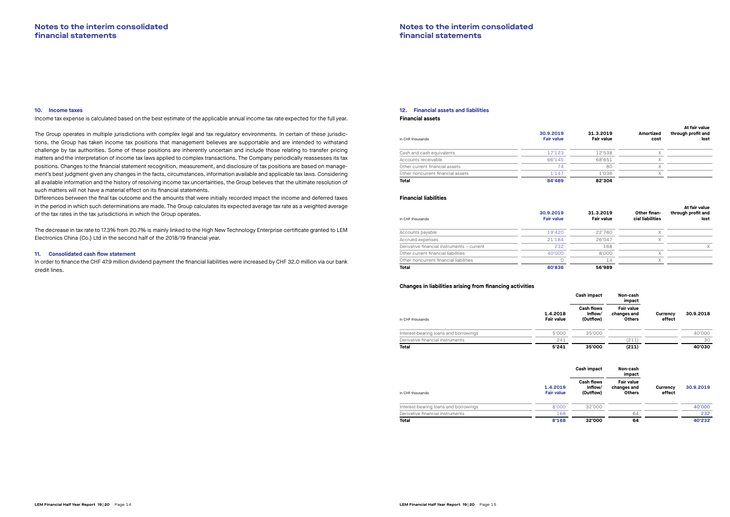## 10. Income taxes

Income tax expense is calculated based on the best estimate of the applicable annual income tax rate expected for the full year.

The Group operates in multiple jurisdictions with complex legal and tax regulatory environments. In certain of these jurisdictions, the Group has taken income tax positions that management believes are supportable and are intended to withstand challenge by tax authorities. Some of these positions are inherently uncertain and include those relating to transfer pricing matters and the interpretation of income tax laws applied to complex transactions. The Company periodically reassesses its tax positions. Changes to the financial statement recognition, measurement, and disclosure of tax positions are based on management's best judgment given any changes in the facts, circumstances, information available and applicable tax laws. Considering all available information and the history of resolving income tax uncertainties, the Group believes that the ultimate resolution of such matters will not have a material effect on its financial statements.
Differences between the final tax outcome and the amounts that were initially recorded impact the income and deferred taxes in the period in which such determinations are made. The Group calculates its expected average tax rate as a weighted average of the tax rates in the tax jurisdictions in which the Group operates.

The decrease in tax rate to 17.3% from 20.7% is mainly linked to the High New Technology Enterprise certificate granted to LEM Electronics China (Co.) Ltd in the second half of the 2018/19 financial year.

## 11. Consolidated cash flow statement

In order to finance the CHF 47.9 million dividend payment the financial liabilities were increased by CHF 32.0 million via our bank credit lines.

## 12. Financial assets and liabilities

### Financial assets

| in CHF thousands | 30.9.2019 Fair value | 31.3.2019 Fair value | Amortized cost | At fair value through profit and lost |
|---|---|---|---|---|
| Cash and cash equivalents | 17'123 | 12'538 | X | |
| Accounts receivable | 66'145 | 68'651 | X | |
| Other current financial assets | 74 | 80 | X | |
| Other noncurrent financial assets | 1'147 | 1'036 | X | |
| **Total** | **84'489** | **82'304** | | |

### Financial liabilities

| in CHF thousands | 30.9.2019 Fair value | 31.3.2019 Fair value | Other financial liabilities | At fair value through profit and lost |
|---|---|---|---|---|
| Accounts payable | 19'420 | 22'760 | X | |
| Accrued expenses | 21'184 | 26'047 | X | |
| Derivative financial instruments – current | 232 | 168 | | X |
| Other current financial liabilities | 40'000 | 8'000 | X | |
| Other noncurrent financial liabilities | 0 | 14 | X | |
| **Total** | **80'836** | **56'989** | | |

### Changes in liabilities arising from financing activities

| | | Cash impact | Non-cash impact | | |
|---|---|---|---|---|---|
| in CHF thousands | 1.4.2018 Fair value | Cash flows Inflow/ (Outflow) | Fair value changes and Others | Currency effect | 30.9.2018 |
| Interest-bearing loans and borrowings | 5'000 | 35'000 | | | 40'000 |
| Derivative financial instruments | 241 | | (211) | | 30 |
| **Total** | **5'241** | **35'000** | **(211)** | | **40'030** |

| | | Cash impact | Non-cash impact | | |
|---|---|---|---|---|---|
| in CHF thousands | 1.4.2019 Fair value | Cash flows Inflow/ (Outflow) | Fair value changes and Others | Currency effect | 30.9.2019 |
| Interest-bearing loans and borrowings | 8'000 | 32'000 | | | 40'000 |
| Derivative financial instruments | 168 | | 64 | | 232 |
| **Total** | **8'168** | **32'000** | **64** | | **40'232** |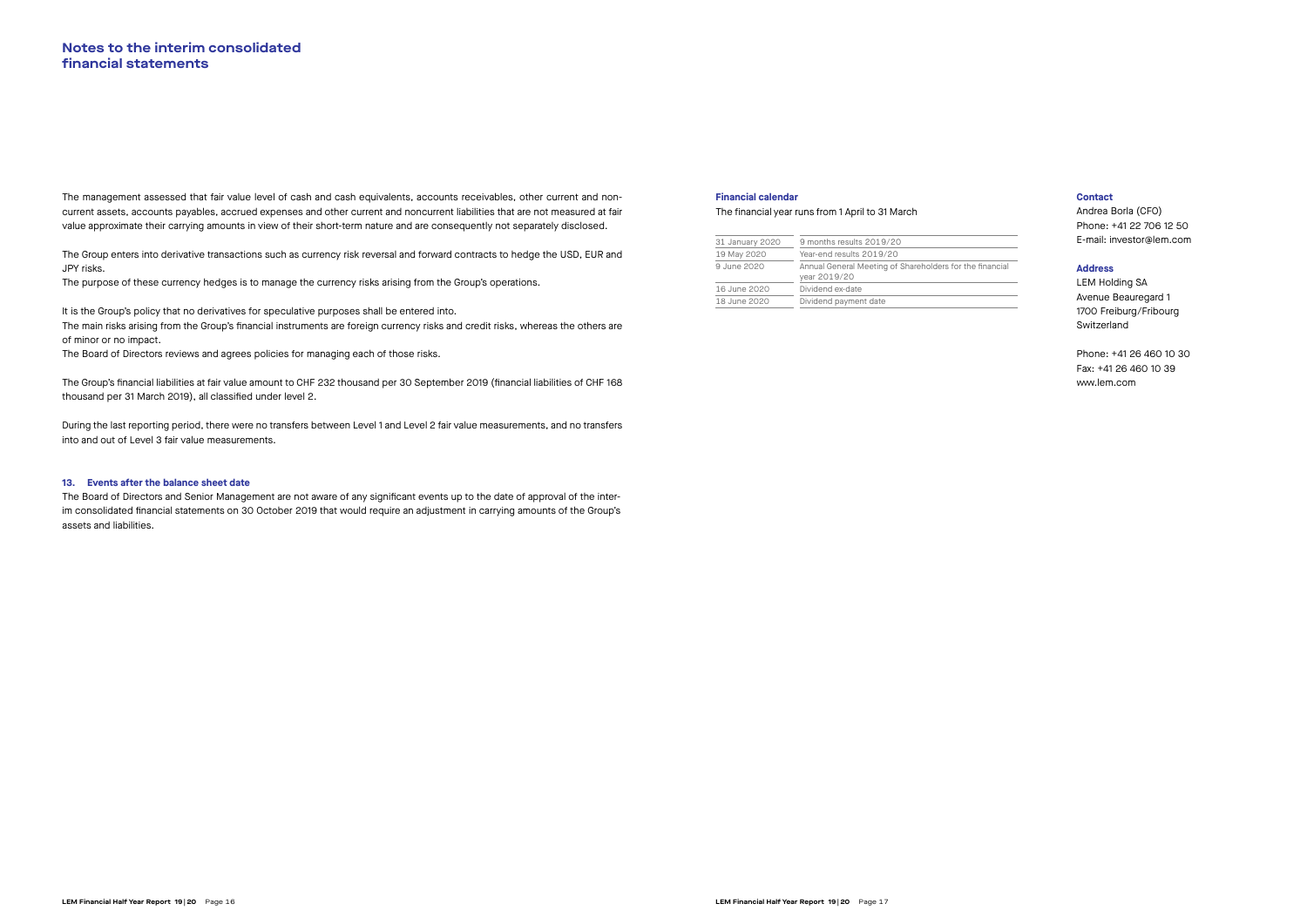# Notes to the interim consolidated financial statements

The management assessed that fair value level of cash and cash equivalents, accounts receivables, other current and non-current assets, accounts payables, accrued expenses and other current and noncurrent liabilities that are not measured at fair value approximate their carrying amounts in view of their short-term nature and are consequently not separately disclosed.

The Group enters into derivative transactions such as currency risk reversal and forward contracts to hedge the USD, EUR and JPY risks.
The purpose of these currency hedges is to manage the currency risks arising from the Group's operations.

It is the Group's policy that no derivatives for speculative purposes shall be entered into.
The main risks arising from the Group's financial instruments are foreign currency risks and credit risks, whereas the others are of minor or no impact.
The Board of Directors reviews and agrees policies for managing each of those risks.

The Group's financial liabilities at fair value amount to CHF 232 thousand per 30 September 2019 (financial liabilities of CHF 168 thousand per 31 March 2019), all classified under level 2.

During the last reporting period, there were no transfers between Level 1 and Level 2 fair value measurements, and no transfers into and out of Level 3 fair value measurements.

### 13. Events after the balance sheet date

The Board of Directors and Senior Management are not aware of any significant events up to the date of approval of the interim consolidated financial statements on 30 October 2019 that would require an adjustment in carrying amounts of the Group's assets and liabilities.

### Financial calendar

The financial year runs from 1 April to 31 March

| | |
|---|---|
| 31 January 2020 | 9 months results 2019/20 |
| 19 May 2020 | Year-end results 2019/20 |
| 9 June 2020 | Annual General Meeting of Shareholders for the financial year 2019/20 |
| 16 June 2020 | Dividend ex-date |
| 18 June 2020 | Dividend payment date |

### Contact

Andrea Borla (CFO)
Phone: +41 22 706 12 50
E-mail: investor@lem.com

### Address

LEM Holding SA
Avenue Beauregard 1
1700 Freiburg/Fribourg
Switzerland

Phone: +41 26 460 10 30
Fax: +41 26 460 10 39
www.lem.com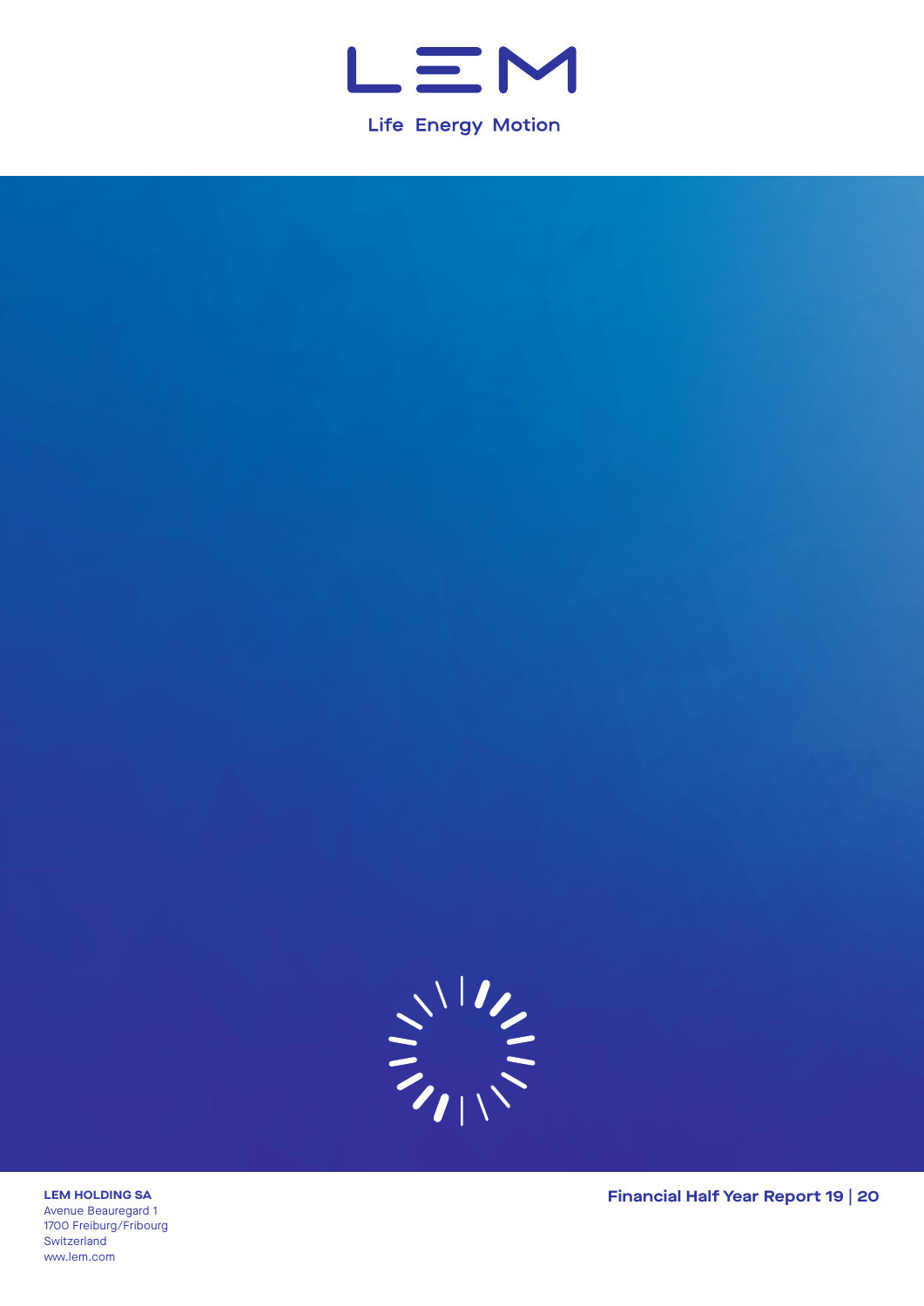LEM

Life Energy Motion

**LEM HOLDING SA**
Avenue Beauregard 1
1700 Freiburg/Fribourg
Switzerland
www.lem.com

**Financial Half Year Report 19 | 20**